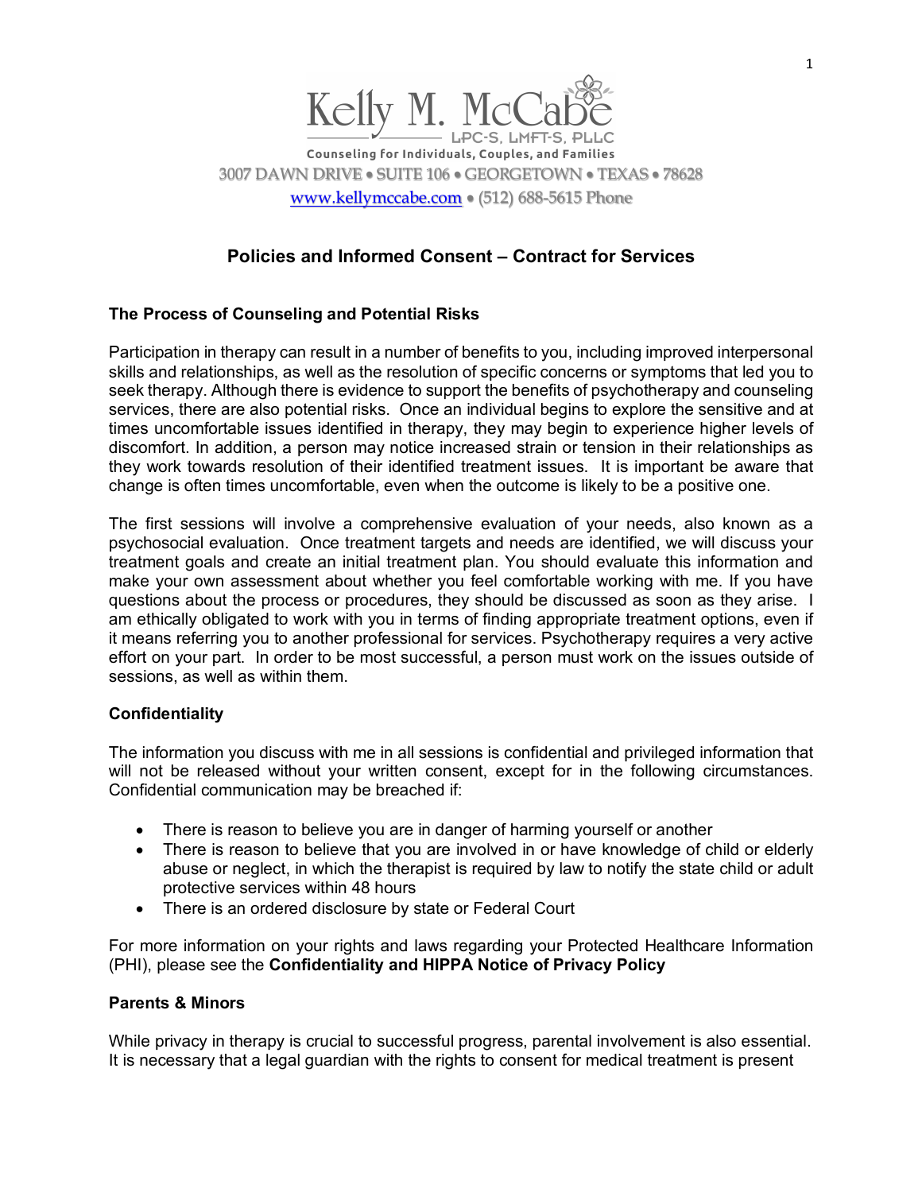Kelly M. McCabe
LPC-S, LMFT-S, PLLC
Counseling for Individuals, Couples, and Families
3007 DAWN DRIVE • SUITE 106 • GEORGETOWN • TEXAS • 78628
www.kellymccabe.com • (512) 688-5615 Phone

## Policies and Informed Consent – Contract for Services

### The Process of Counseling and Potential Risks

Participation in therapy can result in a number of benefits to you, including improved interpersonal skills and relationships, as well as the resolution of specific concerns or symptoms that led you to seek therapy. Although there is evidence to support the benefits of psychotherapy and counseling services, there are also potential risks. Once an individual begins to explore the sensitive and at times uncomfortable issues identified in therapy, they may begin to experience higher levels of discomfort. In addition, a person may notice increased strain or tension in their relationships as they work towards resolution of their identified treatment issues. It is important be aware that change is often times uncomfortable, even when the outcome is likely to be a positive one.

The first sessions will involve a comprehensive evaluation of your needs, also known as a psychosocial evaluation. Once treatment targets and needs are identified, we will discuss your treatment goals and create an initial treatment plan. You should evaluate this information and make your own assessment about whether you feel comfortable working with me. If you have questions about the process or procedures, they should be discussed as soon as they arise. I am ethically obligated to work with you in terms of finding appropriate treatment options, even if it means referring you to another professional for services. Psychotherapy requires a very active effort on your part. In order to be most successful, a person must work on the issues outside of sessions, as well as within them.

### Confidentiality

The information you discuss with me in all sessions is confidential and privileged information that will not be released without your written consent, except for in the following circumstances. Confidential communication may be breached if:

- There is reason to believe you are in danger of harming yourself or another
- There is reason to believe that you are involved in or have knowledge of child or elderly abuse or neglect, in which the therapist is required by law to notify the state child or adult protective services within 48 hours
- There is an ordered disclosure by state or Federal Court

For more information on your rights and laws regarding your Protected Healthcare Information (PHI), please see the **Confidentiality and HIPPA Notice of Privacy Policy**

### Parents & Minors

While privacy in therapy is crucial to successful progress, parental involvement is also essential. It is necessary that a legal guardian with the rights to consent for medical treatment is present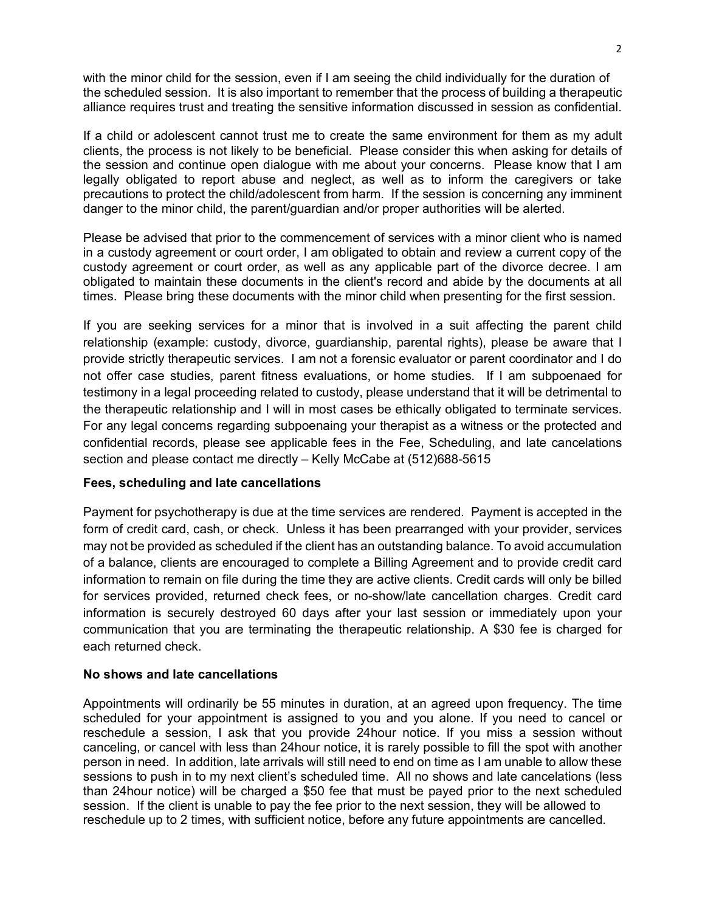with the minor child for the session, even if I am seeing the child individually for the duration of the scheduled session. It is also important to remember that the process of building a therapeutic alliance requires trust and treating the sensitive information discussed in session as confidential.

If a child or adolescent cannot trust me to create the same environment for them as my adult clients, the process is not likely to be beneficial. Please consider this when asking for details of the session and continue open dialogue with me about your concerns. Please know that I am legally obligated to report abuse and neglect, as well as to inform the caregivers or take precautions to protect the child/adolescent from harm. If the session is concerning any imminent danger to the minor child, the parent/guardian and/or proper authorities will be alerted.

Please be advised that prior to the commencement of services with a minor client who is named in a custody agreement or court order, I am obligated to obtain and review a current copy of the custody agreement or court order, as well as any applicable part of the divorce decree. I am obligated to maintain these documents in the client's record and abide by the documents at all times. Please bring these documents with the minor child when presenting for the first session.

If you are seeking services for a minor that is involved in a suit affecting the parent child relationship (example: custody, divorce, guardianship, parental rights), please be aware that I provide strictly therapeutic services. I am not a forensic evaluator or parent coordinator and I do not offer case studies, parent fitness evaluations, or home studies. If I am subpoenaed for testimony in a legal proceeding related to custody, please understand that it will be detrimental to the therapeutic relationship and I will in most cases be ethically obligated to terminate services. For any legal concerns regarding subpoenaing your therapist as a witness or the protected and confidential records, please see applicable fees in the Fee, Scheduling, and late cancelations section and please contact me directly – Kelly McCabe at (512)688-5615

**Fees, scheduling and late cancellations**

Payment for psychotherapy is due at the time services are rendered. Payment is accepted in the form of credit card, cash, or check. Unless it has been prearranged with your provider, services may not be provided as scheduled if the client has an outstanding balance. To avoid accumulation of a balance, clients are encouraged to complete a Billing Agreement and to provide credit card information to remain on file during the time they are active clients. Credit cards will only be billed for services provided, returned check fees, or no-show/late cancellation charges. Credit card information is securely destroyed 60 days after your last session or immediately upon your communication that you are terminating the therapeutic relationship. A $30 fee is charged for each returned check.

**No shows and late cancellations**

Appointments will ordinarily be 55 minutes in duration, at an agreed upon frequency. The time scheduled for your appointment is assigned to you and you alone. If you need to cancel or reschedule a session, I ask that you provide 24hour notice. If you miss a session without canceling, or cancel with less than 24hour notice, it is rarely possible to fill the spot with another person in need. In addition, late arrivals will still need to end on time as I am unable to allow these sessions to push in to my next client's scheduled time. All no shows and late cancelations (less than 24hour notice) will be charged a $50 fee that must be payed prior to the next scheduled session. If the client is unable to pay the fee prior to the next session, they will be allowed to reschedule up to 2 times, with sufficient notice, before any future appointments are cancelled.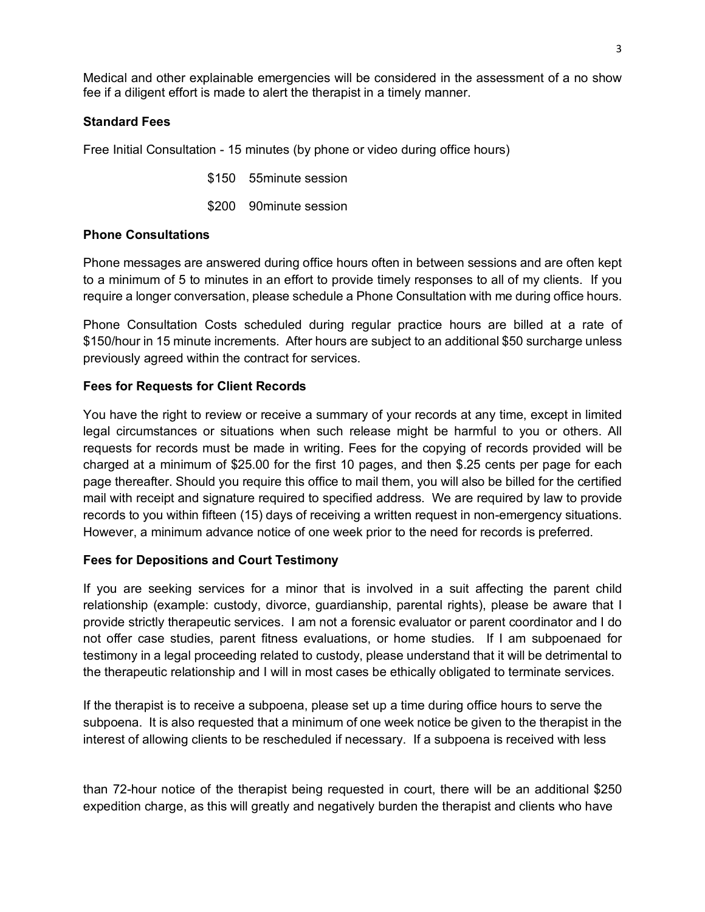Medical and other explainable emergencies will be considered in the assessment of a no show fee if a diligent effort is made to alert the therapist in a timely manner.

**Standard Fees**

Free Initial Consultation - 15 minutes (by phone or video during office hours)

$150 55minute session

$200 90minute session

**Phone Consultations**

Phone messages are answered during office hours often in between sessions and are often kept to a minimum of 5 to minutes in an effort to provide timely responses to all of my clients. If you require a longer conversation, please schedule a Phone Consultation with me during office hours.

Phone Consultation Costs scheduled during regular practice hours are billed at a rate of $150/hour in 15 minute increments. After hours are subject to an additional $50 surcharge unless previously agreed within the contract for services.

**Fees for Requests for Client Records**

You have the right to review or receive a summary of your records at any time, except in limited legal circumstances or situations when such release might be harmful to you or others. All requests for records must be made in writing. Fees for the copying of records provided will be charged at a minimum of $25.00 for the first 10 pages, and then $.25 cents per page for each page thereafter. Should you require this office to mail them, you will also be billed for the certified mail with receipt and signature required to specified address. We are required by law to provide records to you within fifteen (15) days of receiving a written request in non-emergency situations. However, a minimum advance notice of one week prior to the need for records is preferred.

**Fees for Depositions and Court Testimony**

If you are seeking services for a minor that is involved in a suit affecting the parent child relationship (example: custody, divorce, guardianship, parental rights), please be aware that I provide strictly therapeutic services. I am not a forensic evaluator or parent coordinator and I do not offer case studies, parent fitness evaluations, or home studies. If I am subpoenaed for testimony in a legal proceeding related to custody, please understand that it will be detrimental to the therapeutic relationship and I will in most cases be ethically obligated to terminate services.

If the therapist is to receive a subpoena, please set up a time during office hours to serve the subpoena. It is also requested that a minimum of one week notice be given to the therapist in the interest of allowing clients to be rescheduled if necessary. If a subpoena is received with less than 72-hour notice of the therapist being requested in court, there will be an additional $250 expedition charge, as this will greatly and negatively burden the therapist and clients who have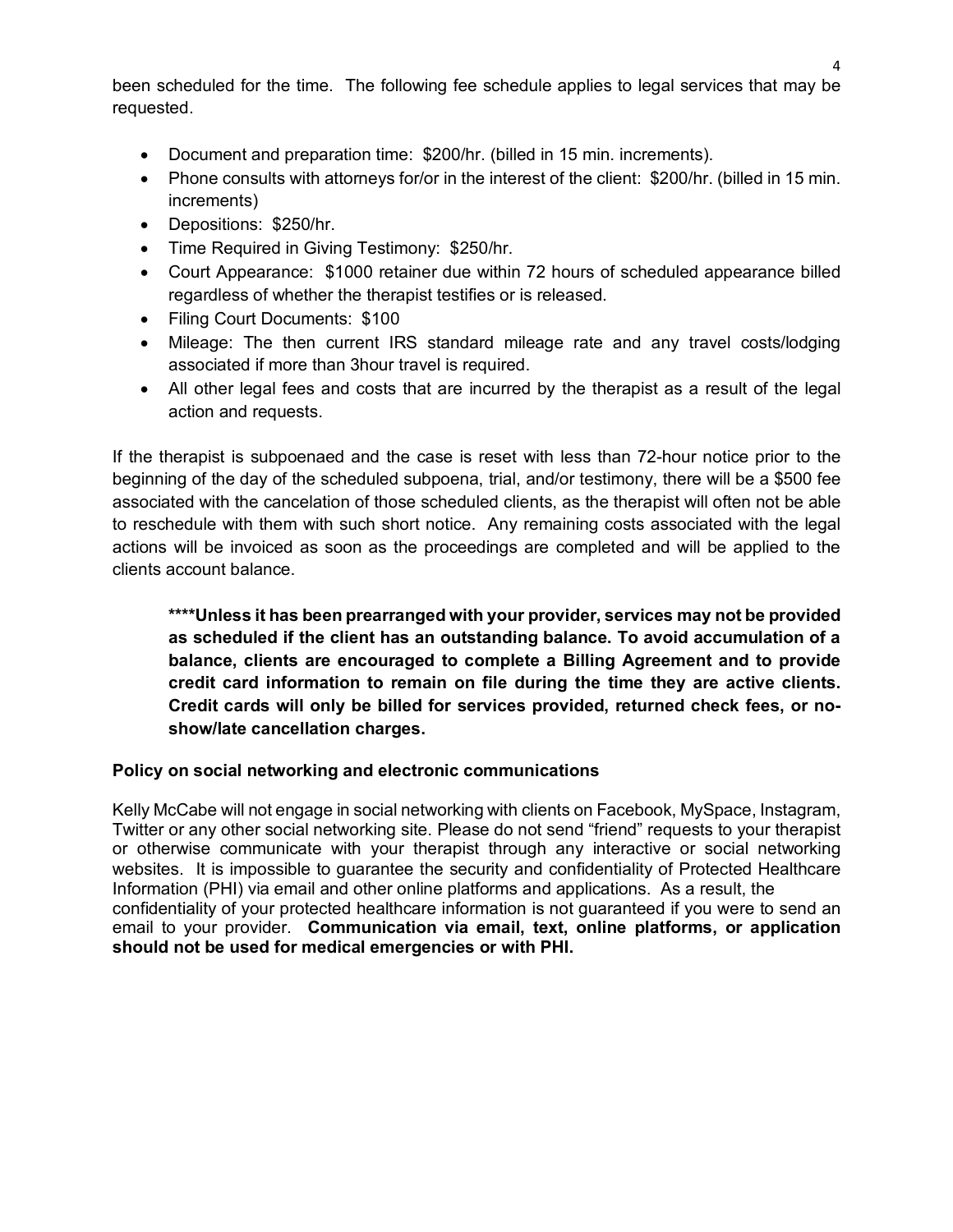been scheduled for the time. The following fee schedule applies to legal services that may be requested.

- Document and preparation time: $200/hr. (billed in 15 min. increments).
- Phone consults with attorneys for/or in the interest of the client: $200/hr. (billed in 15 min. increments)
- Depositions: $250/hr.
- Time Required in Giving Testimony: $250/hr.
- Court Appearance: $1000 retainer due within 72 hours of scheduled appearance billed regardless of whether the therapist testifies or is released.
- Filing Court Documents: $100
- Mileage: The then current IRS standard mileage rate and any travel costs/lodging associated if more than 3hour travel is required.
- All other legal fees and costs that are incurred by the therapist as a result of the legal action and requests.

If the therapist is subpoenaed and the case is reset with less than 72-hour notice prior to the beginning of the day of the scheduled subpoena, trial, and/or testimony, there will be a $500 fee associated with the cancelation of those scheduled clients, as the therapist will often not be able to reschedule with them with such short notice. Any remaining costs associated with the legal actions will be invoiced as soon as the proceedings are completed and will be applied to the clients account balance.

> **\*\*\*\*Unless it has been prearranged with your provider, services may not be provided as scheduled if the client has an outstanding balance. To avoid accumulation of a balance, clients are encouraged to complete a Billing Agreement and to provide credit card information to remain on file during the time they are active clients. Credit cards will only be billed for services provided, returned check fees, or no-show/late cancellation charges.**

**Policy on social networking and electronic communications**

Kelly McCabe will not engage in social networking with clients on Facebook, MySpace, Instagram, Twitter or any other social networking site. Please do not send "friend" requests to your therapist or otherwise communicate with your therapist through any interactive or social networking websites. It is impossible to guarantee the security and confidentiality of Protected Healthcare Information (PHI) via email and other online platforms and applications. As a result, the confidentiality of your protected healthcare information is not guaranteed if you were to send an email to your provider. **Communication via email, text, online platforms, or application should not be used for medical emergencies or with PHI.**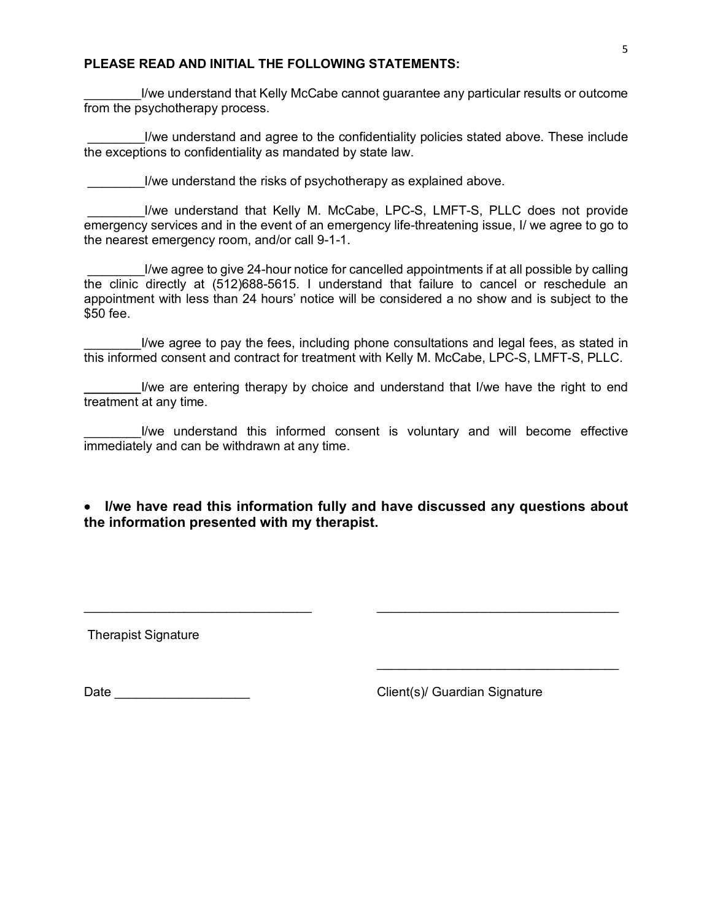**PLEASE READ AND INITIAL THE FOLLOWING STATEMENTS:**

________I/we understand that Kelly McCabe cannot guarantee any particular results or outcome from the psychotherapy process.

________I/we understand and agree to the confidentiality policies stated above. These include the exceptions to confidentiality as mandated by state law.

________I/we understand the risks of psychotherapy as explained above.

________I/we understand that Kelly M. McCabe, LPC-S, LMFT-S, PLLC does not provide emergency services and in the event of an emergency life-threatening issue, I/ we agree to go to the nearest emergency room, and/or call 9-1-1.

________I/we agree to give 24-hour notice for cancelled appointments if at all possible by calling the clinic directly at (512)688-5615. I understand that failure to cancel or reschedule an appointment with less than 24 hours' notice will be considered a no show and is subject to the $50 fee.

________I/we agree to pay the fees, including phone consultations and legal fees, as stated in this informed consent and contract for treatment with Kelly M. McCabe, LPC-S, LMFT-S, PLLC.

________I/we are entering therapy by choice and understand that I/we have the right to end treatment at any time.

________I/we understand this informed consent is voluntary and will become effective immediately and can be withdrawn at any time.

- **I/we have read this information fully and have discussed any questions about the information presented with my therapist.**

________________________________ ________________________________

Therapist Signature

________________________________

Date __________________ Client(s)/ Guardian Signature